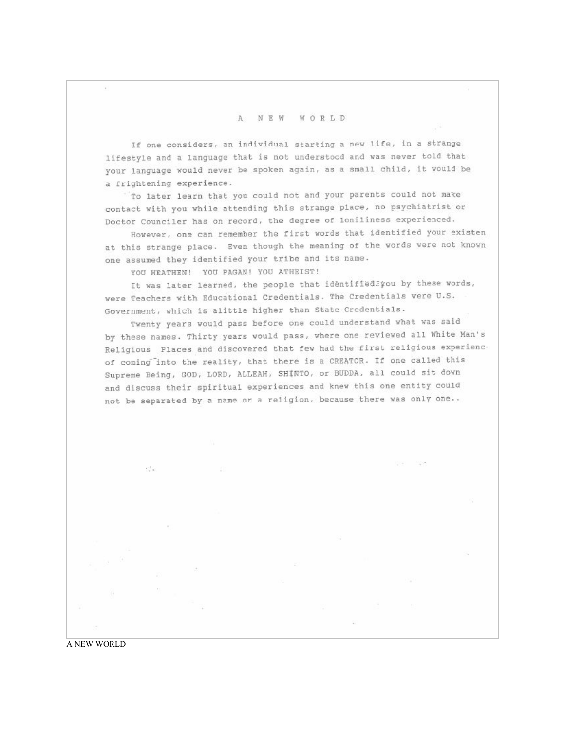# A NEW WORLD

If one considers, an individual starting a new life, in a strange lifestyle and a language that is not understood and was never told that your language would never be spoken again, as a small child, it would be a frightening experience.

To later learn that you could not and your parents could not make contact with you while attending this strange place, no psychiatrist or Doctor Counciler has on record, the degree of loniliness experienced.

However, one can remember the first words that identified your existen at this strange place. Even though the meaning of the words were not known one assumed they identified your tribe and its name.

YOU HEATHEN! YOU PAGAN! YOU ATHEIST!

It was later learned, the people that identified you by these words, were Teachers with Educational Credentials. The Credentials were U.S. Government, which is alittle higher than State Credentials.

Twenty years would pass before one could understand what was said by these names. Thirty years would pass, where one reviewed all White Man's Religious Places and discovered that few had the first religious experienc of coming into the reality, that there is a CREATOR. If one called this Supreme Being, GOD, LORD, ALLEAH, SHINTO, or BUDDA, all could sit down and discuss their spiritual experiences and knew this one entity could not be separated by a name or a religion, because there was only one..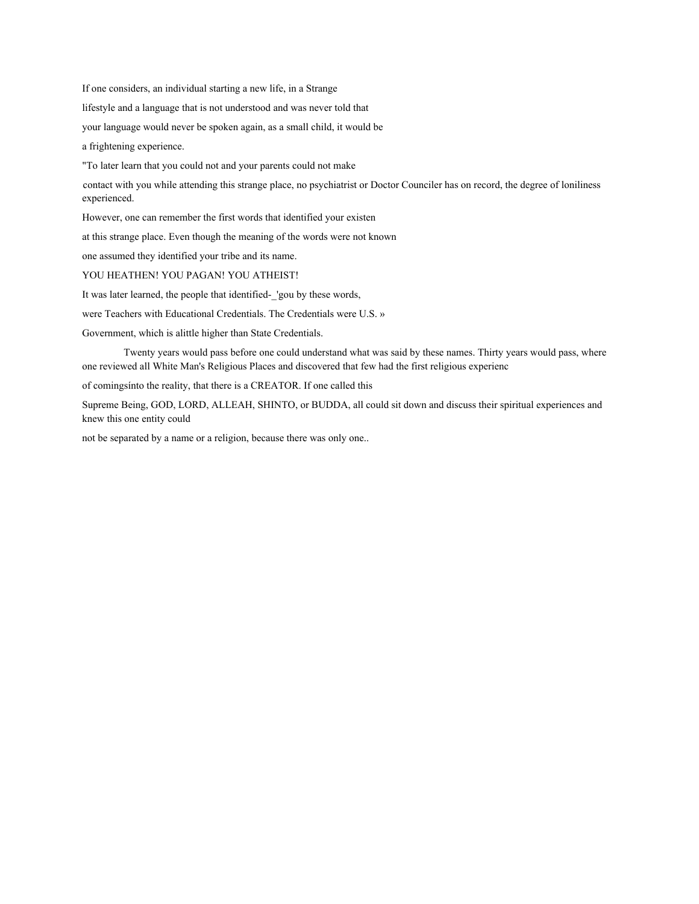If one considers, an individual starting a new life, in a Strange lifestyle and a language that is not understood and was never told that your language would never be spoken again, as a small child, it would be a frightening experience.

"To later learn that you could not and your parents could not make contact with you while attending this strange place, no psychiatrist or Doctor Counciler has on record, the degree of loniliness experienced.

However, one can remember the first words that identified your existen at this strange place. Even though the meaning of the words were not known one assumed they identified your tribe and its name.

YOU HEATHEN! YOU PAGAN! YOU ATHEIST!

It was later learned, the people that identified-_'gou by these words, were Teachers with Educational Credentials. The Credentials were U.S. » Government, which is alittle higher than State Credentials.

Twenty years would pass before one could understand what was said by these names. Thirty years would pass, where one reviewed all White Man's Religious Places and discovered that few had the first religious experienc of comingsínto the reality, that there is a CREATOR. If one called this Supreme Being, GOD, LORD, ALLEAH, SHINTO, or BUDDA, all could sit down and discuss their spiritual experiences and knew this one entity could not be separated by a name or a religion, because there was only one..